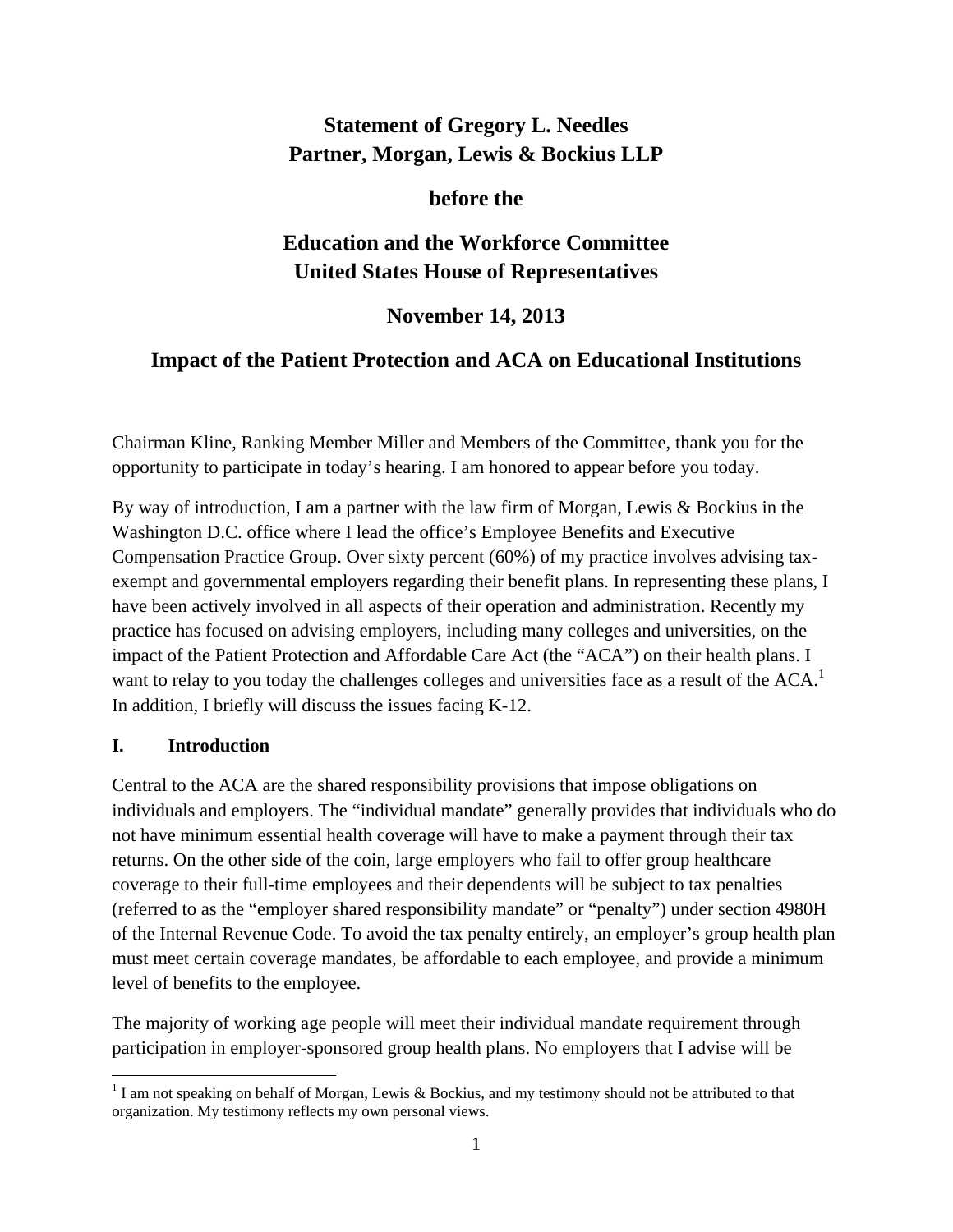# Statement of Gregory L. Needles
# Partner, Morgan, Lewis & Bockius LLP

## before the

## Education and the Workforce Committee
## United States House of Representatives

## November 14, 2013

## Impact of the Patient Protection and ACA on Educational Institutions

Chairman Kline, Ranking Member Miller and Members of the Committee, thank you for the opportunity to participate in today's hearing. I am honored to appear before you today.

By way of introduction, I am a partner with the law firm of Morgan, Lewis & Bockius in the Washington D.C. office where I lead the office's Employee Benefits and Executive Compensation Practice Group. Over sixty percent (60%) of my practice involves advising tax-exempt and governmental employers regarding their benefit plans. In representing these plans, I have been actively involved in all aspects of their operation and administration. Recently my practice has focused on advising employers, including many colleges and universities, on the impact of the Patient Protection and Affordable Care Act (the "ACA") on their health plans. I want to relay to you today the challenges colleges and universities face as a result of the ACA.[1] In addition, I briefly will discuss the issues facing K-12.

### I. Introduction

Central to the ACA are the shared responsibility provisions that impose obligations on individuals and employers. The "individual mandate" generally provides that individuals who do not have minimum essential health coverage will have to make a payment through their tax returns. On the other side of the coin, large employers who fail to offer group healthcare coverage to their full-time employees and their dependents will be subject to tax penalties (referred to as the "employer shared responsibility mandate" or "penalty") under section 4980H of the Internal Revenue Code. To avoid the tax penalty entirely, an employer's group health plan must meet certain coverage mandates, be affordable to each employee, and provide a minimum level of benefits to the employee.

The majority of working age people will meet their individual mandate requirement through participation in employer-sponsored group health plans. No employers that I advise will be

[1] I am not speaking on behalf of Morgan, Lewis & Bockius, and my testimony should not be attributed to that organization. My testimony reflects my own personal views.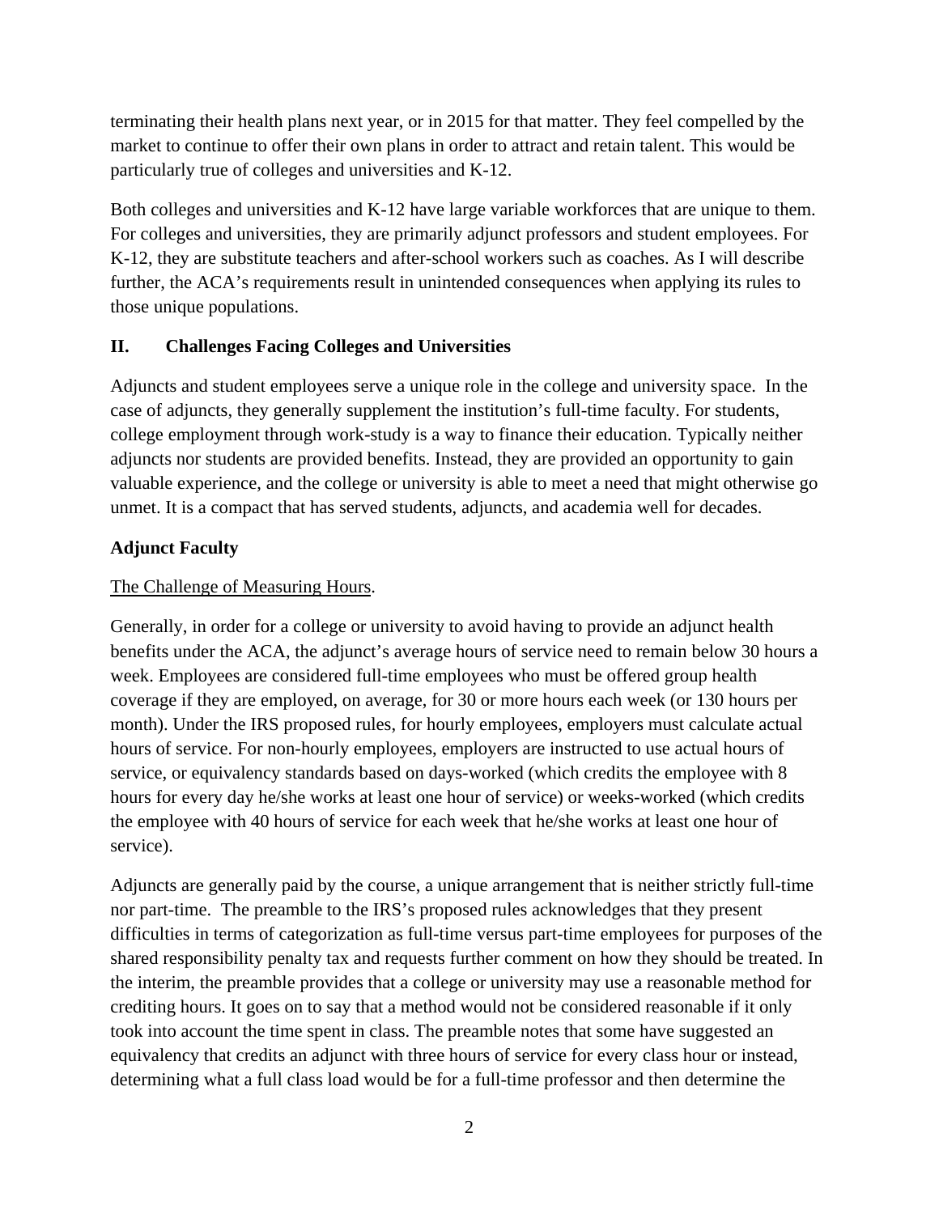terminating their health plans next year, or in 2015 for that matter. They feel compelled by the market to continue to offer their own plans in order to attract and retain talent. This would be particularly true of colleges and universities and K-12.

Both colleges and universities and K-12 have large variable workforces that are unique to them. For colleges and universities, they are primarily adjunct professors and student employees. For K-12, they are substitute teachers and after-school workers such as coaches. As I will describe further, the ACA's requirements result in unintended consequences when applying its rules to those unique populations.

## II. Challenges Facing Colleges and Universities

Adjuncts and student employees serve a unique role in the college and university space. In the case of adjuncts, they generally supplement the institution's full-time faculty. For students, college employment through work-study is a way to finance their education. Typically neither adjuncts nor students are provided benefits. Instead, they are provided an opportunity to gain valuable experience, and the college or university is able to meet a need that might otherwise go unmet. It is a compact that has served students, adjuncts, and academia well for decades.

### Adjunct Faculty

<u>The Challenge of Measuring Hours</u>.

Generally, in order for a college or university to avoid having to provide an adjunct health benefits under the ACA, the adjunct's average hours of service need to remain below 30 hours a week. Employees are considered full-time employees who must be offered group health coverage if they are employed, on average, for 30 or more hours each week (or 130 hours per month). Under the IRS proposed rules, for hourly employees, employers must calculate actual hours of service. For non-hourly employees, employers are instructed to use actual hours of service, or equivalency standards based on days-worked (which credits the employee with 8 hours for every day he/she works at least one hour of service) or weeks-worked (which credits the employee with 40 hours of service for each week that he/she works at least one hour of service).

Adjuncts are generally paid by the course, a unique arrangement that is neither strictly full-time nor part-time. The preamble to the IRS's proposed rules acknowledges that they present difficulties in terms of categorization as full-time versus part-time employees for purposes of the shared responsibility penalty tax and requests further comment on how they should be treated. In the interim, the preamble provides that a college or university may use a reasonable method for crediting hours. It goes on to say that a method would not be considered reasonable if it only took into account the time spent in class. The preamble notes that some have suggested an equivalency that credits an adjunct with three hours of service for every class hour or instead, determining what a full class load would be for a full-time professor and then determine the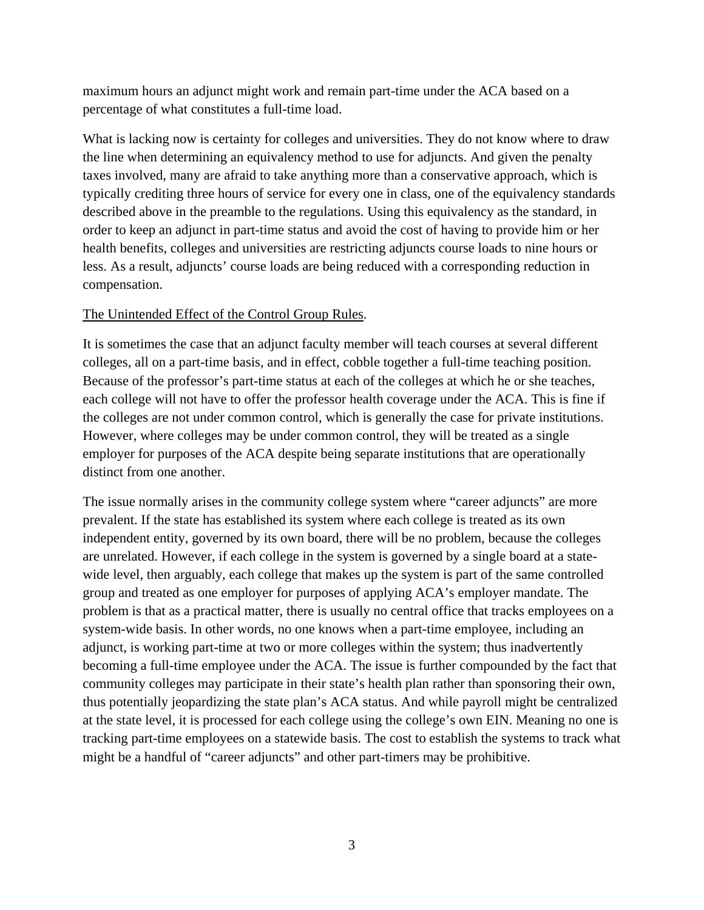maximum hours an adjunct might work and remain part-time under the ACA based on a percentage of what constitutes a full-time load.

What is lacking now is certainty for colleges and universities. They do not know where to draw the line when determining an equivalency method to use for adjuncts. And given the penalty taxes involved, many are afraid to take anything more than a conservative approach, which is typically crediting three hours of service for every one in class, one of the equivalency standards described above in the preamble to the regulations. Using this equivalency as the standard, in order to keep an adjunct in part-time status and avoid the cost of having to provide him or her health benefits, colleges and universities are restricting adjuncts course loads to nine hours or less. As a result, adjuncts' course loads are being reduced with a corresponding reduction in compensation.

<u>The Unintended Effect of the Control Group Rules</u>.

It is sometimes the case that an adjunct faculty member will teach courses at several different colleges, all on a part-time basis, and in effect, cobble together a full-time teaching position. Because of the professor's part-time status at each of the colleges at which he or she teaches, each college will not have to offer the professor health coverage under the ACA. This is fine if the colleges are not under common control, which is generally the case for private institutions. However, where colleges may be under common control, they will be treated as a single employer for purposes of the ACA despite being separate institutions that are operationally distinct from one another.

The issue normally arises in the community college system where "career adjuncts" are more prevalent. If the state has established its system where each college is treated as its own independent entity, governed by its own board, there will be no problem, because the colleges are unrelated. However, if each college in the system is governed by a single board at a state-wide level, then arguably, each college that makes up the system is part of the same controlled group and treated as one employer for purposes of applying ACA's employer mandate. The problem is that as a practical matter, there is usually no central office that tracks employees on a system-wide basis. In other words, no one knows when a part-time employee, including an adjunct, is working part-time at two or more colleges within the system; thus inadvertently becoming a full-time employee under the ACA. The issue is further compounded by the fact that community colleges may participate in their state's health plan rather than sponsoring their own, thus potentially jeopardizing the state plan's ACA status. And while payroll might be centralized at the state level, it is processed for each college using the college's own EIN. Meaning no one is tracking part-time employees on a statewide basis. The cost to establish the systems to track what might be a handful of "career adjuncts" and other part-timers may be prohibitive.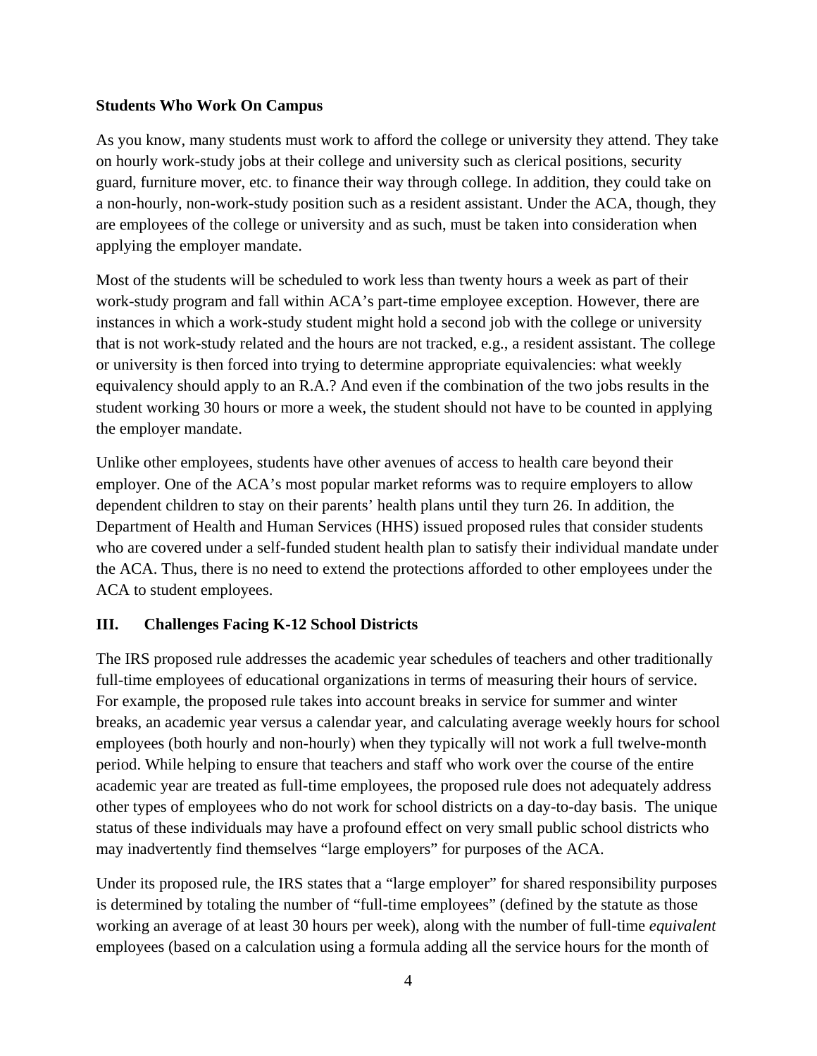**Students Who Work On Campus**

As you know, many students must work to afford the college or university they attend. They take on hourly work-study jobs at their college and university such as clerical positions, security guard, furniture mover, etc. to finance their way through college. In addition, they could take on a non-hourly, non-work-study position such as a resident assistant. Under the ACA, though, they are employees of the college or university and as such, must be taken into consideration when applying the employer mandate.

Most of the students will be scheduled to work less than twenty hours a week as part of their work-study program and fall within ACA's part-time employee exception. However, there are instances in which a work-study student might hold a second job with the college or university that is not work-study related and the hours are not tracked, e.g., a resident assistant. The college or university is then forced into trying to determine appropriate equivalencies: what weekly equivalency should apply to an R.A.? And even if the combination of the two jobs results in the student working 30 hours or more a week, the student should not have to be counted in applying the employer mandate.

Unlike other employees, students have other avenues of access to health care beyond their employer. One of the ACA's most popular market reforms was to require employers to allow dependent children to stay on their parents' health plans until they turn 26. In addition, the Department of Health and Human Services (HHS) issued proposed rules that consider students who are covered under a self-funded student health plan to satisfy their individual mandate under the ACA. Thus, there is no need to extend the protections afforded to other employees under the ACA to student employees.

## III. Challenges Facing K-12 School Districts

The IRS proposed rule addresses the academic year schedules of teachers and other traditionally full-time employees of educational organizations in terms of measuring their hours of service. For example, the proposed rule takes into account breaks in service for summer and winter breaks, an academic year versus a calendar year, and calculating average weekly hours for school employees (both hourly and non-hourly) when they typically will not work a full twelve-month period. While helping to ensure that teachers and staff who work over the course of the entire academic year are treated as full-time employees, the proposed rule does not adequately address other types of employees who do not work for school districts on a day-to-day basis. The unique status of these individuals may have a profound effect on very small public school districts who may inadvertently find themselves "large employers" for purposes of the ACA.

Under its proposed rule, the IRS states that a "large employer" for shared responsibility purposes is determined by totaling the number of "full-time employees" (defined by the statute as those working an average of at least 30 hours per week), along with the number of full-time *equivalent* employees (based on a calculation using a formula adding all the service hours for the month of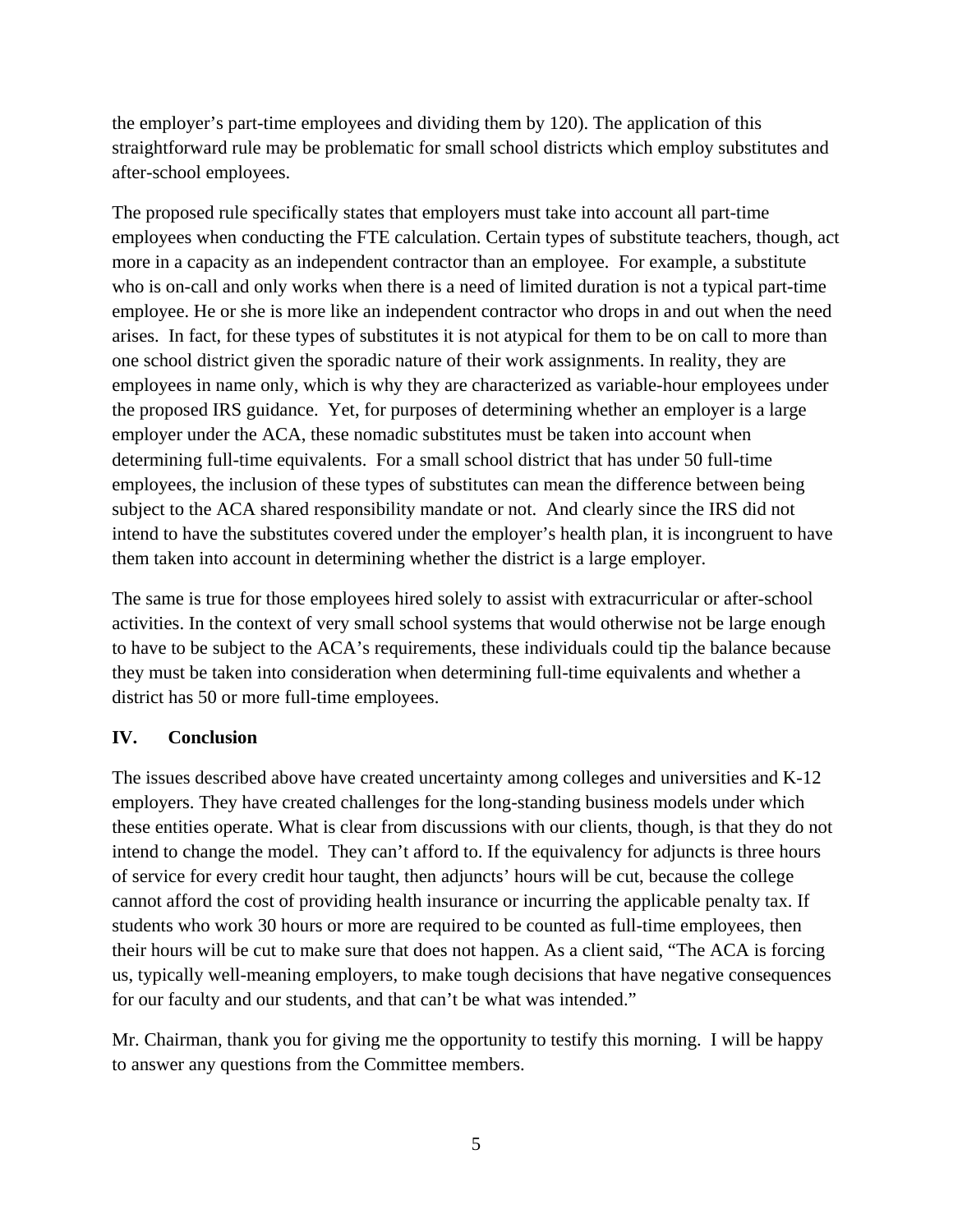the employer's part-time employees and dividing them by 120). The application of this straightforward rule may be problematic for small school districts which employ substitutes and after-school employees.

The proposed rule specifically states that employers must take into account all part-time employees when conducting the FTE calculation. Certain types of substitute teachers, though, act more in a capacity as an independent contractor than an employee. For example, a substitute who is on-call and only works when there is a need of limited duration is not a typical part-time employee. He or she is more like an independent contractor who drops in and out when the need arises. In fact, for these types of substitutes it is not atypical for them to be on call to more than one school district given the sporadic nature of their work assignments. In reality, they are employees in name only, which is why they are characterized as variable-hour employees under the proposed IRS guidance. Yet, for purposes of determining whether an employer is a large employer under the ACA, these nomadic substitutes must be taken into account when determining full-time equivalents. For a small school district that has under 50 full-time employees, the inclusion of these types of substitutes can mean the difference between being subject to the ACA shared responsibility mandate or not. And clearly since the IRS did not intend to have the substitutes covered under the employer's health plan, it is incongruent to have them taken into account in determining whether the district is a large employer.

The same is true for those employees hired solely to assist with extracurricular or after-school activities. In the context of very small school systems that would otherwise not be large enough to have to be subject to the ACA's requirements, these individuals could tip the balance because they must be taken into consideration when determining full-time equivalents and whether a district has 50 or more full-time employees.

## IV. Conclusion

The issues described above have created uncertainty among colleges and universities and K-12 employers. They have created challenges for the long-standing business models under which these entities operate. What is clear from discussions with our clients, though, is that they do not intend to change the model. They can't afford to. If the equivalency for adjuncts is three hours of service for every credit hour taught, then adjuncts' hours will be cut, because the college cannot afford the cost of providing health insurance or incurring the applicable penalty tax. If students who work 30 hours or more are required to be counted as full-time employees, then their hours will be cut to make sure that does not happen. As a client said, "The ACA is forcing us, typically well-meaning employers, to make tough decisions that have negative consequences for our faculty and our students, and that can't be what was intended."

Mr. Chairman, thank you for giving me the opportunity to testify this morning. I will be happy to answer any questions from the Committee members.